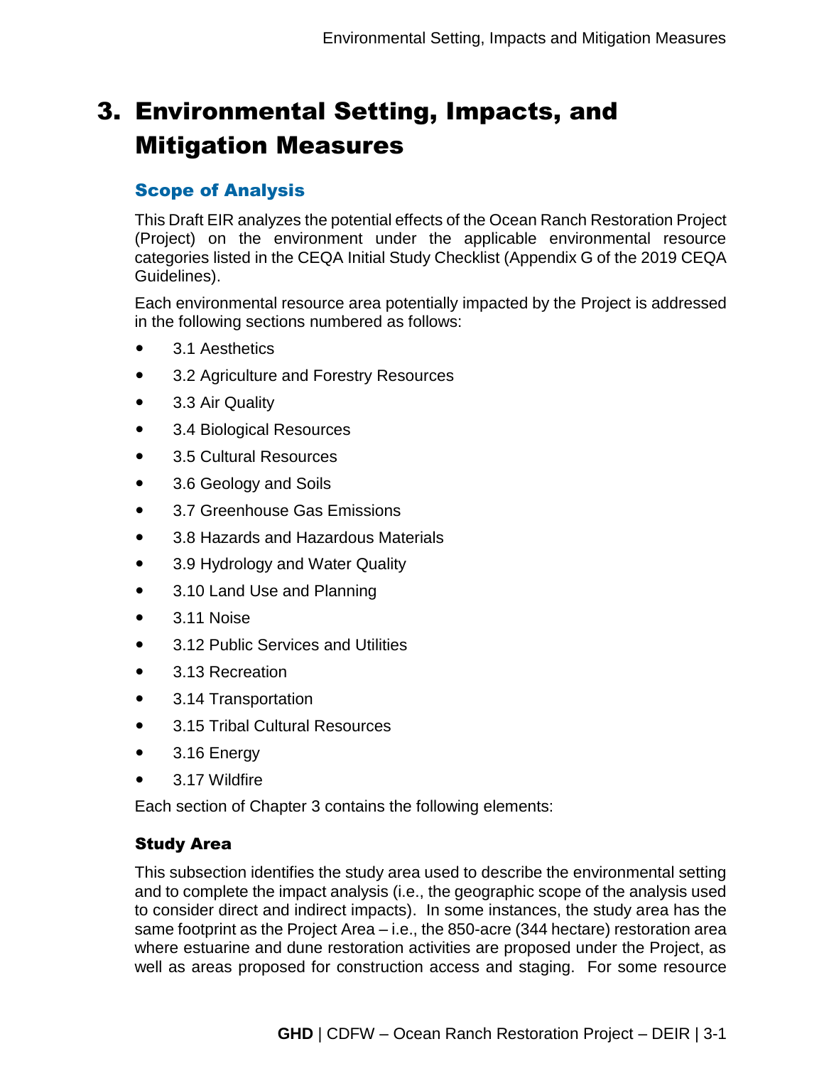# 3. Environmental Setting, Impacts, and Mitigation Measures

## Scope of Analysis

This Draft EIR analyzes the potential effects of the Ocean Ranch Restoration Project (Project) on the environment under the applicable environmental resource categories listed in the CEQA Initial Study Checklist (Appendix G of the 2019 CEQA Guidelines).

Each environmental resource area potentially impacted by the Project is addressed in the following sections numbered as follows:

- 3.1 Aesthetics
- 3.2 Agriculture and Forestry Resources
- 3.3 Air Quality
- 3.4 Biological Resources
- 3.5 Cultural Resources
- 3.6 Geology and Soils
- 3.7 Greenhouse Gas Emissions
- 3.8 Hazards and Hazardous Materials
- 3.9 Hydrology and Water Quality
- 3.10 Land Use and Planning
- 3.11 Noise
- 3.12 Public Services and Utilities
- 3.13 Recreation
- 3.14 Transportation
- 3.15 Tribal Cultural Resources
- 3.16 Energy
- 3.17 Wildfire

Each section of Chapter 3 contains the following elements:

### Study Area

This subsection identifies the study area used to describe the environmental setting and to complete the impact analysis (i.e., the geographic scope of the analysis used to consider direct and indirect impacts). In some instances, the study area has the same footprint as the Project Area – i.e., the 850-acre (344 hectare) restoration area where estuarine and dune restoration activities are proposed under the Project, as well as areas proposed for construction access and staging. For some resource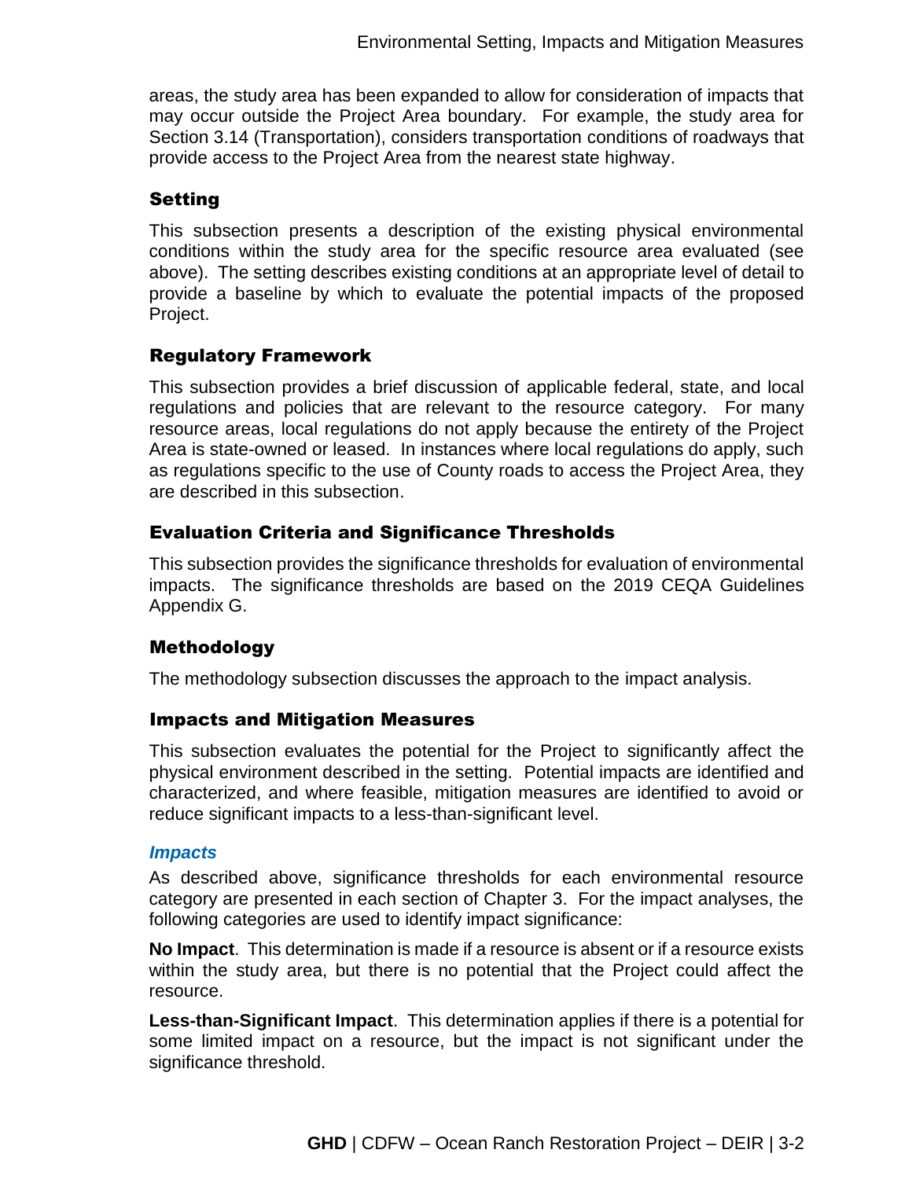areas, the study area has been expanded to allow for consideration of impacts that may occur outside the Project Area boundary. For example, the study area for Section 3.14 (Transportation), considers transportation conditions of roadways that provide access to the Project Area from the nearest state highway.

### Setting

This subsection presents a description of the existing physical environmental conditions within the study area for the specific resource area evaluated (see above). The setting describes existing conditions at an appropriate level of detail to provide a baseline by which to evaluate the potential impacts of the proposed Project.

### Regulatory Framework

This subsection provides a brief discussion of applicable federal, state, and local regulations and policies that are relevant to the resource category. For many resource areas, local regulations do not apply because the entirety of the Project Area is state-owned or leased. In instances where local regulations do apply, such as regulations specific to the use of County roads to access the Project Area, they are described in this subsection.

### Evaluation Criteria and Significance Thresholds

This subsection provides the significance thresholds for evaluation of environmental impacts. The significance thresholds are based on the 2019 CEQA Guidelines Appendix G.

### Methodology

The methodology subsection discusses the approach to the impact analysis.

### Impacts and Mitigation Measures

This subsection evaluates the potential for the Project to significantly affect the physical environment described in the setting. Potential impacts are identified and characterized, and where feasible, mitigation measures are identified to avoid or reduce significant impacts to a less-than-significant level.

#### *Impacts*

As described above, significance thresholds for each environmental resource category are presented in each section of Chapter 3. For the impact analyses, the following categories are used to identify impact significance:

**No Impact**. This determination is made if a resource is absent or if a resource exists within the study area, but there is no potential that the Project could affect the resource.

**Less-than-Significant Impact**. This determination applies if there is a potential for some limited impact on a resource, but the impact is not significant under the significance threshold.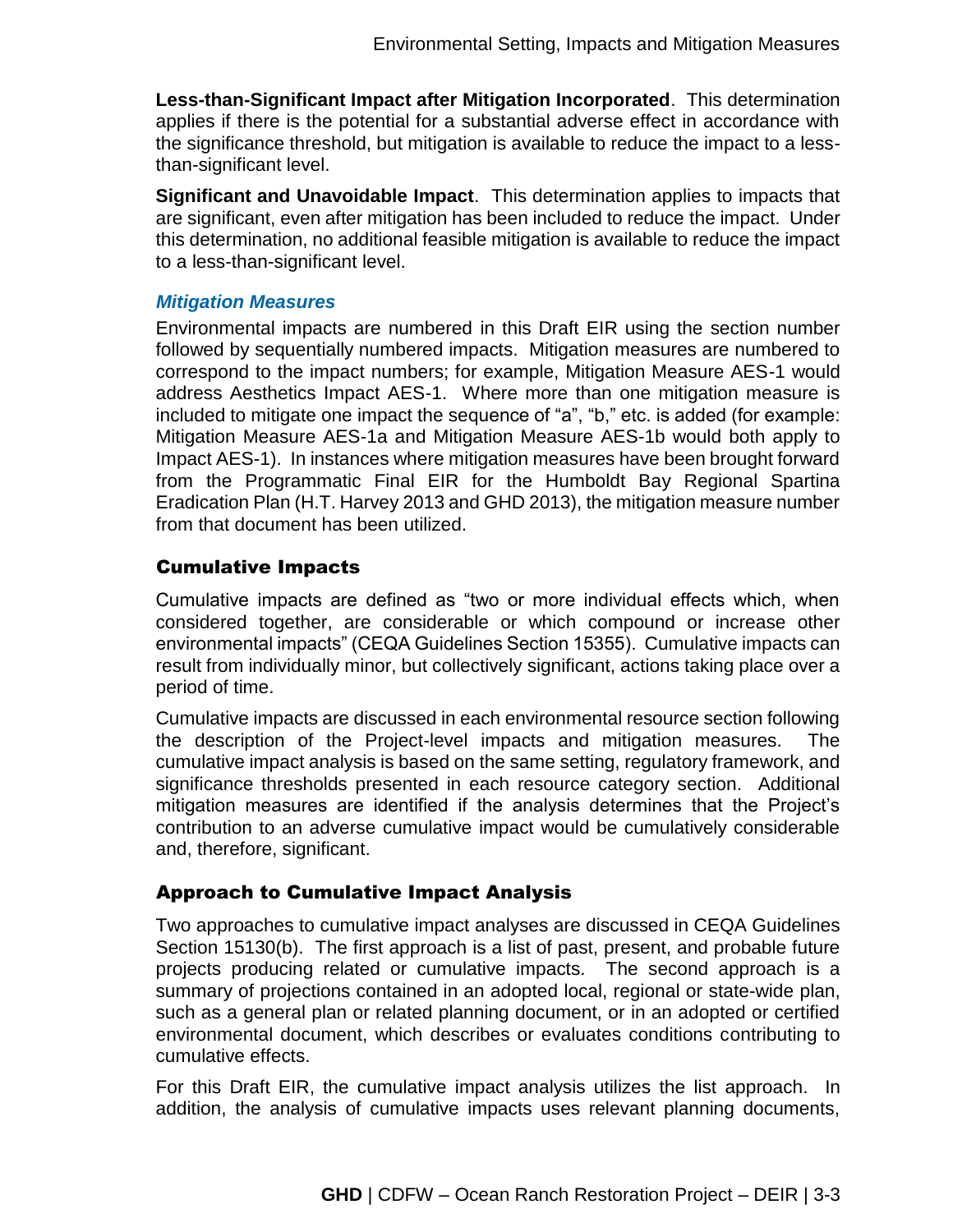**Less-than-Significant Impact after Mitigation Incorporated**. This determination applies if there is the potential for a substantial adverse effect in accordance with the significance threshold, but mitigation is available to reduce the impact to a less-than-significant level.

**Significant and Unavoidable Impact**. This determination applies to impacts that are significant, even after mitigation has been included to reduce the impact. Under this determination, no additional feasible mitigation is available to reduce the impact to a less-than-significant level.

#### *Mitigation Measures*

Environmental impacts are numbered in this Draft EIR using the section number followed by sequentially numbered impacts. Mitigation measures are numbered to correspond to the impact numbers; for example, Mitigation Measure AES-1 would address Aesthetics Impact AES-1. Where more than one mitigation measure is included to mitigate one impact the sequence of "a", "b," etc. is added (for example: Mitigation Measure AES-1a and Mitigation Measure AES-1b would both apply to Impact AES-1). In instances where mitigation measures have been brought forward from the Programmatic Final EIR for the Humboldt Bay Regional Spartina Eradication Plan (H.T. Harvey 2013 and GHD 2013), the mitigation measure number from that document has been utilized.

### Cumulative Impacts

Cumulative impacts are defined as "two or more individual effects which, when considered together, are considerable or which compound or increase other environmental impacts" (CEQA Guidelines Section 15355). Cumulative impacts can result from individually minor, but collectively significant, actions taking place over a period of time.

Cumulative impacts are discussed in each environmental resource section following the description of the Project-level impacts and mitigation measures. The cumulative impact analysis is based on the same setting, regulatory framework, and significance thresholds presented in each resource category section. Additional mitigation measures are identified if the analysis determines that the Project's contribution to an adverse cumulative impact would be cumulatively considerable and, therefore, significant.

### Approach to Cumulative Impact Analysis

Two approaches to cumulative impact analyses are discussed in CEQA Guidelines Section 15130(b). The first approach is a list of past, present, and probable future projects producing related or cumulative impacts. The second approach is a summary of projections contained in an adopted local, regional or state-wide plan, such as a general plan or related planning document, or in an adopted or certified environmental document, which describes or evaluates conditions contributing to cumulative effects.

For this Draft EIR, the cumulative impact analysis utilizes the list approach. In addition, the analysis of cumulative impacts uses relevant planning documents,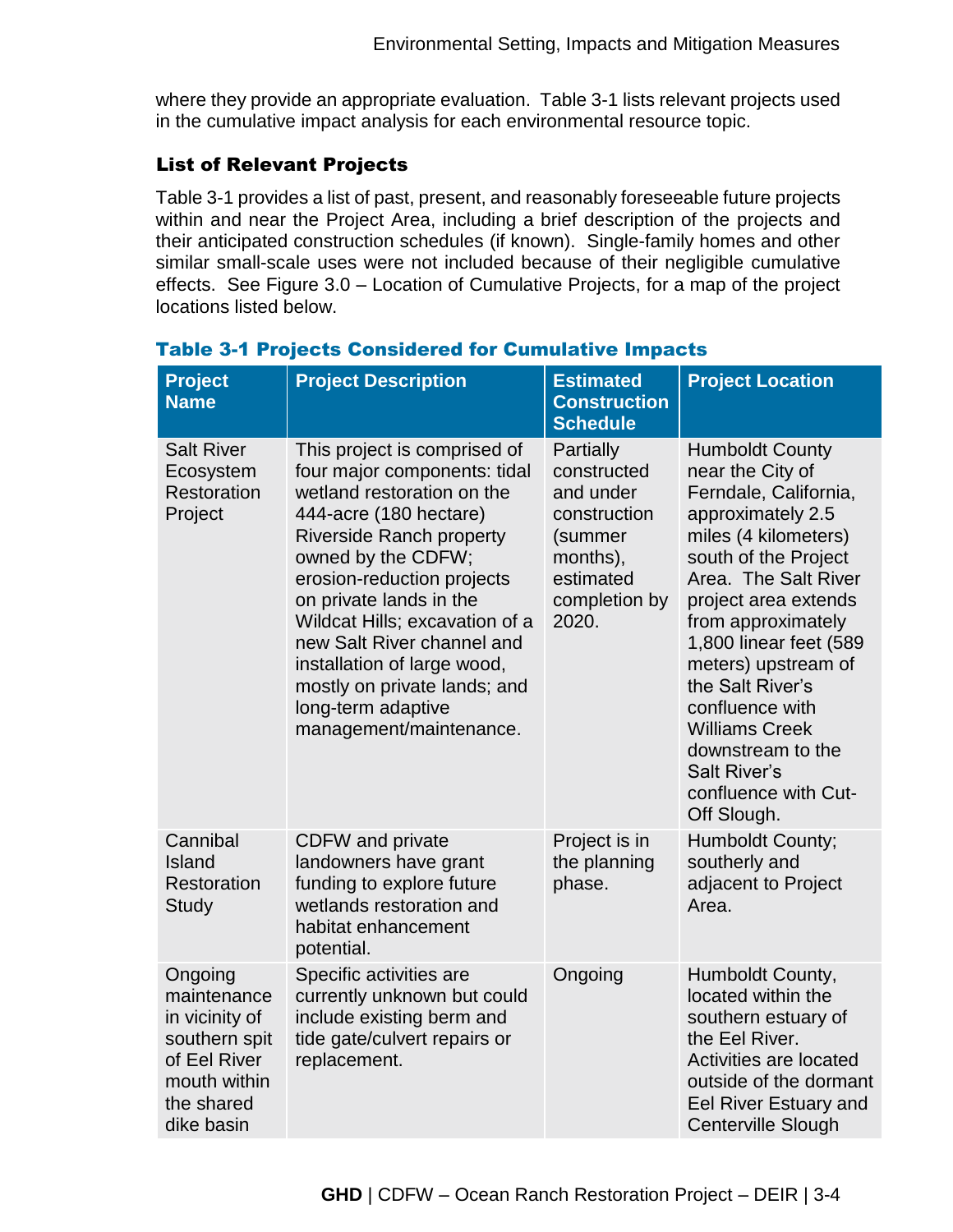where they provide an appropriate evaluation. Table 3-1 lists relevant projects used in the cumulative impact analysis for each environmental resource topic.

### List of Relevant Projects

Table 3-1 provides a list of past, present, and reasonably foreseeable future projects within and near the Project Area, including a brief description of the projects and their anticipated construction schedules (if known). Single-family homes and other similar small-scale uses were not included because of their negligible cumulative effects. See Figure 3.0 – Location of Cumulative Projects, for a map of the project locations listed below.

**Table 3-1 Projects Considered for Cumulative Impacts**

| Project Name | Project Description | Estimated Construction Schedule | Project Location |
|---|---|---|---|
| Salt River Ecosystem Restoration Project | This project is comprised of four major components: tidal wetland restoration on the 444-acre (180 hectare) Riverside Ranch property owned by the CDFW; erosion-reduction projects on private lands in the Wildcat Hills; excavation of a new Salt River channel and installation of large wood, mostly on private lands; and long-term adaptive management/maintenance. | Partially constructed and under construction (summer months), estimated completion by 2020. | Humboldt County near the City of Ferndale, California, approximately 2.5 miles (4 kilometers) south of the Project Area. The Salt River project area extends from approximately 1,800 linear feet (589 meters) upstream of the Salt River's confluence with Williams Creek downstream to the Salt River's confluence with Cut-Off Slough. |
| Cannibal Island Restoration Study | CDFW and private landowners have grant funding to explore future wetlands restoration and habitat enhancement potential. | Project is in the planning phase. | Humboldt County; southerly and adjacent to Project Area. |
| Ongoing maintenance in vicinity of southern spit of Eel River mouth within the shared dike basin | Specific activities are currently unknown but could include existing berm and tide gate/culvert repairs or replacement. | Ongoing | Humboldt County, located within the southern estuary of the Eel River. Activities are located outside of the dormant Eel River Estuary and Centerville Slough |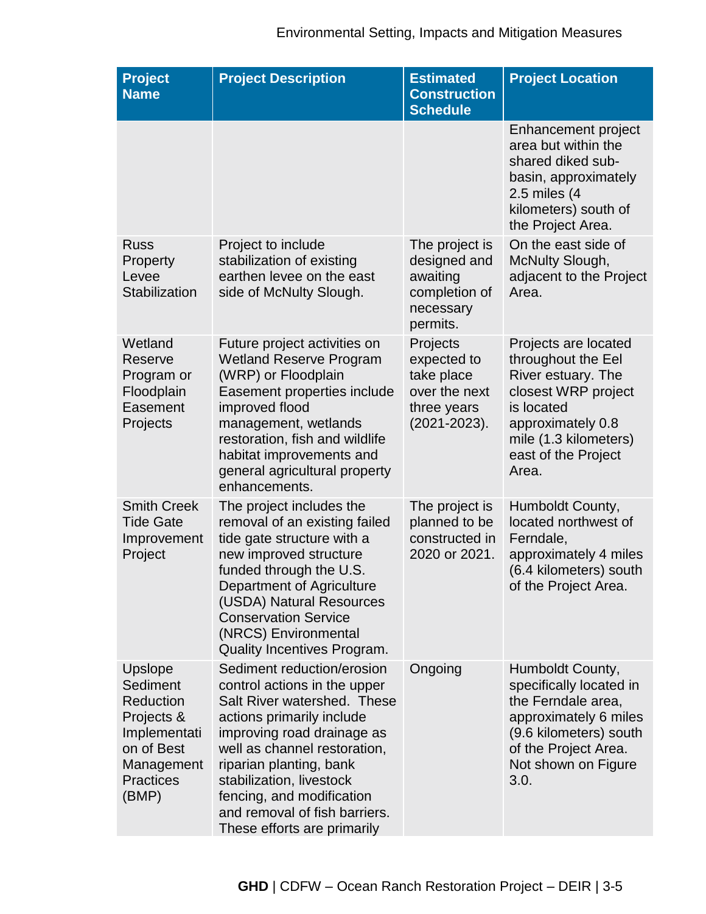| Project Name | Project Description | Estimated Construction Schedule | Project Location |
| --- | --- | --- | --- |
| | | | Enhancement project area but within the shared diked sub-basin, approximately 2.5 miles (4 kilometers) south of the Project Area. |
| Russ Property Levee Stabilization | Project to include stabilization of existing earthen levee on the east side of McNulty Slough. | The project is designed and awaiting completion of necessary permits. | On the east side of McNulty Slough, adjacent to the Project Area. |
| Wetland Reserve Program or Floodplain Easement Projects | Future project activities on Wetland Reserve Program (WRP) or Floodplain Easement properties include improved flood management, wetlands restoration, fish and wildlife habitat improvements and general agricultural property enhancements. | Projects expected to take place over the next three years (2021-2023). | Projects are located throughout the Eel River estuary. The closest WRP project is located approximately 0.8 mile (1.3 kilometers) east of the Project Area. |
| Smith Creek Tide Gate Improvement Project | The project includes the removal of an existing failed tide gate structure with a new improved structure funded through the U.S. Department of Agriculture (USDA) Natural Resources Conservation Service (NRCS) Environmental Quality Incentives Program. | The project is planned to be constructed in 2020 or 2021. | Humboldt County, located northwest of Ferndale, approximately 4 miles (6.4 kilometers) south of the Project Area. |
| Upslope Sediment Reduction Projects & Implementation of Best Management Practices (BMP) | Sediment reduction/erosion control actions in the upper Salt River watershed. These actions primarily include improving road drainage as well as channel restoration, riparian planting, bank stabilization, livestock fencing, and modification and removal of fish barriers. These efforts are primarily | Ongoing | Humboldt County, specifically located in the Ferndale area, approximately 6 miles (9.6 kilometers) south of the Project Area. Not shown on Figure 3.0. |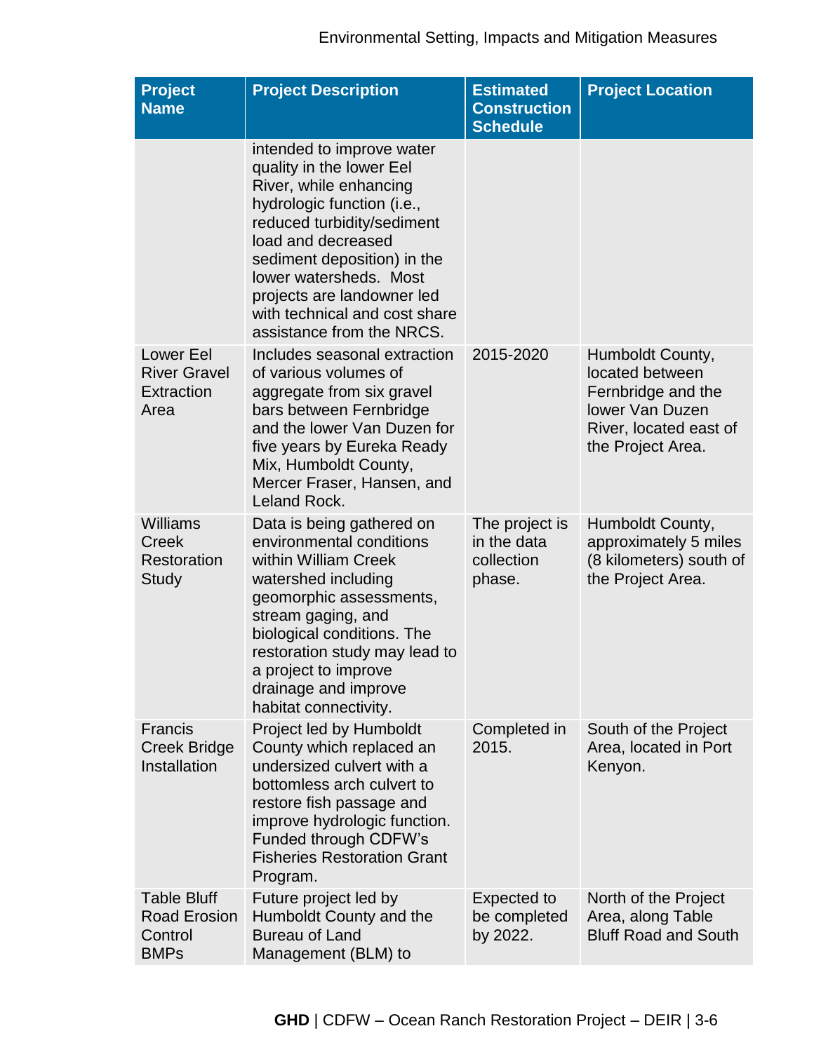| Project Name | Project Description | Estimated Construction Schedule | Project Location |
| --- | --- | --- | --- |
| | intended to improve water quality in the lower Eel River, while enhancing hydrologic function (i.e., reduced turbidity/sediment load and decreased sediment deposition) in the lower watersheds. Most projects are landowner led with technical and cost share assistance from the NRCS. | | |
| Lower Eel River Gravel Extraction Area | Includes seasonal extraction of various volumes of aggregate from six gravel bars between Fernbridge and the lower Van Duzen for five years by Eureka Ready Mix, Humboldt County, Mercer Fraser, Hansen, and Leland Rock. | 2015-2020 | Humboldt County, located between Fernbridge and the lower Van Duzen River, located east of the Project Area. |
| Williams Creek Restoration Study | Data is being gathered on environmental conditions within William Creek watershed including geomorphic assessments, stream gaging, and biological conditions. The restoration study may lead to a project to improve drainage and improve habitat connectivity. | The project is in the data collection phase. | Humboldt County, approximately 5 miles (8 kilometers) south of the Project Area. |
| Francis Creek Bridge Installation | Project led by Humboldt County which replaced an undersized culvert with a bottomless arch culvert to restore fish passage and improve hydrologic function. Funded through CDFW's Fisheries Restoration Grant Program. | Completed in 2015. | South of the Project Area, located in Port Kenyon. |
| Table Bluff Road Erosion Control BMPs | Future project led by Humboldt County and the Bureau of Land Management (BLM) to | Expected to be completed by 2022. | North of the Project Area, along Table Bluff Road and South |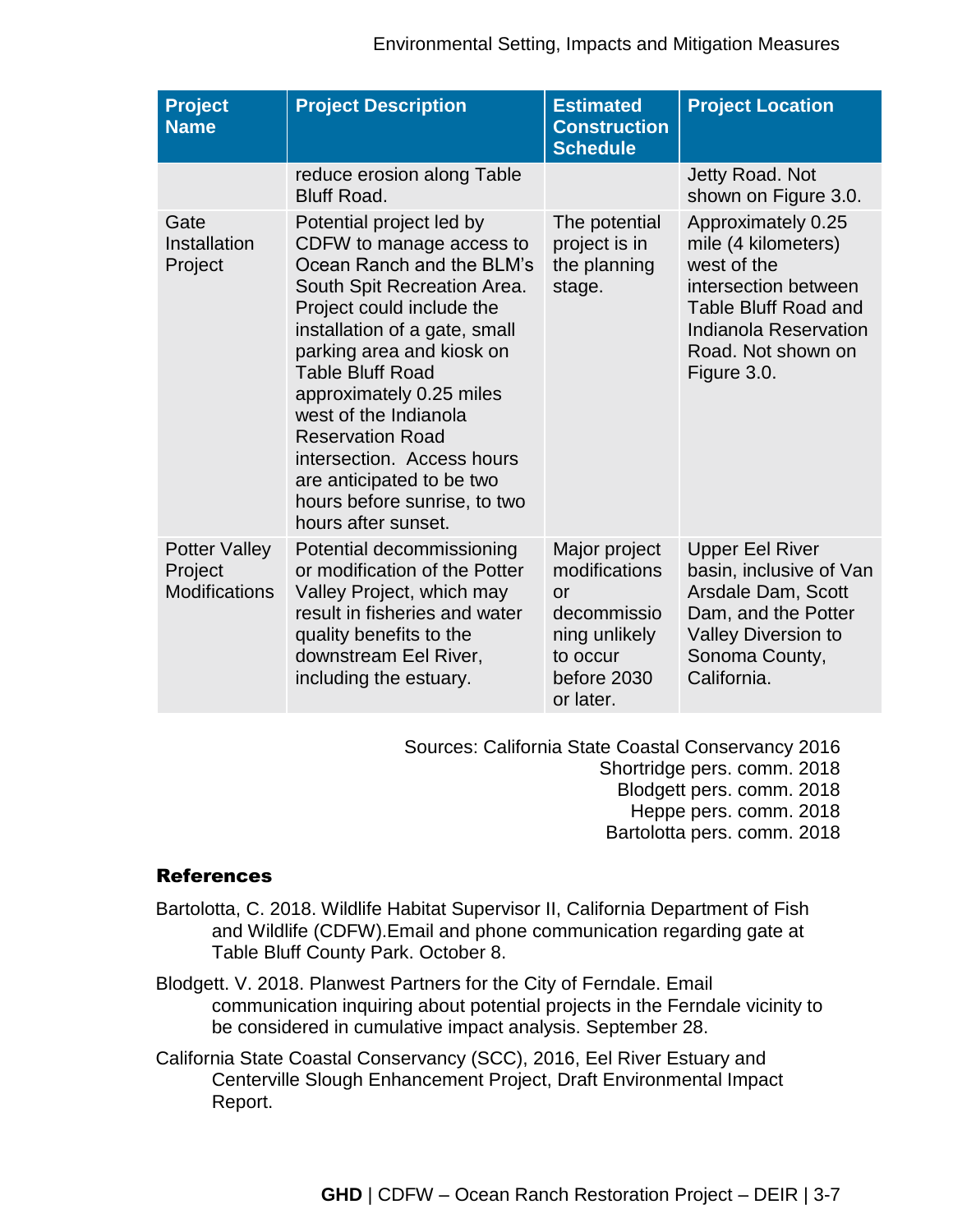| Project Name | Project Description | Estimated Construction Schedule | Project Location |
|---|---|---|---|
| | reduce erosion along Table Bluff Road. | | Jetty Road. Not shown on Figure 3.0. |
| Gate Installation Project | Potential project led by CDFW to manage access to Ocean Ranch and the BLM's South Spit Recreation Area. Project could include the installation of a gate, small parking area and kiosk on Table Bluff Road approximately 0.25 miles west of the Indianola Reservation Road intersection. Access hours are anticipated to be two hours before sunrise, to two hours after sunset. | The potential project is in the planning stage. | Approximately 0.25 mile (4 kilometers) west of the intersection between Table Bluff Road and Indianola Reservation Road. Not shown on Figure 3.0. |
| Potter Valley Project Modifications | Potential decommissioning or modification of the Potter Valley Project, which may result in fisheries and water quality benefits to the downstream Eel River, including the estuary. | Major project modifications or decommissioning unlikely to occur before 2030 or later. | Upper Eel River basin, inclusive of Van Arsdale Dam, Scott Dam, and the Potter Valley Diversion to Sonoma County, California. |

Sources: California State Coastal Conservancy 2016
Shortridge pers. comm. 2018
Blodgett pers. comm. 2018
Heppe pers. comm. 2018
Bartolotta pers. comm. 2018

### References

Bartolotta, C. 2018. Wildlife Habitat Supervisor II, California Department of Fish and Wildlife (CDFW).Email and phone communication regarding gate at Table Bluff County Park. October 8.

Blodgett. V. 2018. Planwest Partners for the City of Ferndale. Email communication inquiring about potential projects in the Ferndale vicinity to be considered in cumulative impact analysis. September 28.

California State Coastal Conservancy (SCC), 2016, Eel River Estuary and Centerville Slough Enhancement Project, Draft Environmental Impact Report.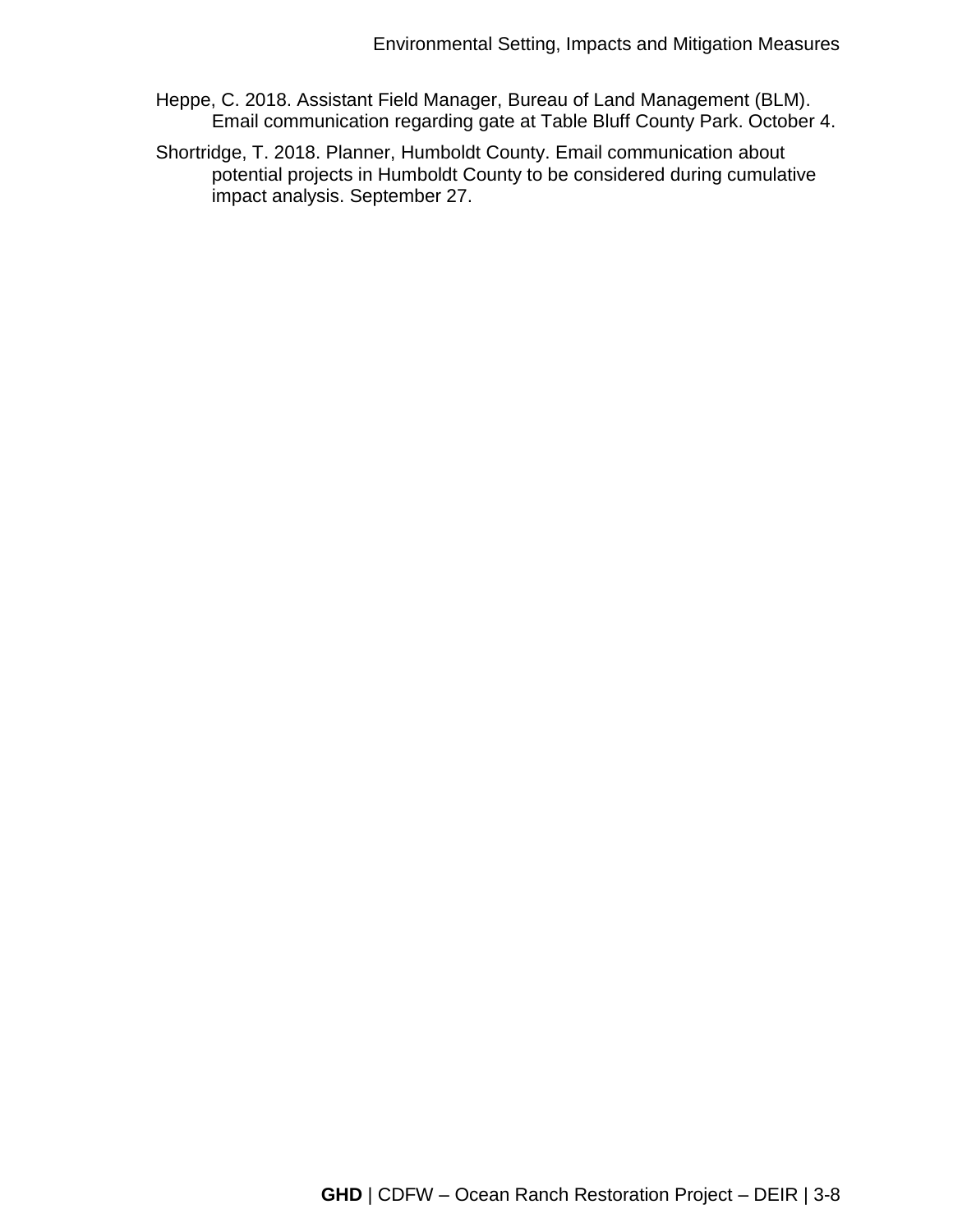Heppe, C. 2018. Assistant Field Manager, Bureau of Land Management (BLM). Email communication regarding gate at Table Bluff County Park. October 4.

Shortridge, T. 2018. Planner, Humboldt County. Email communication about potential projects in Humboldt County to be considered during cumulative impact analysis. September 27.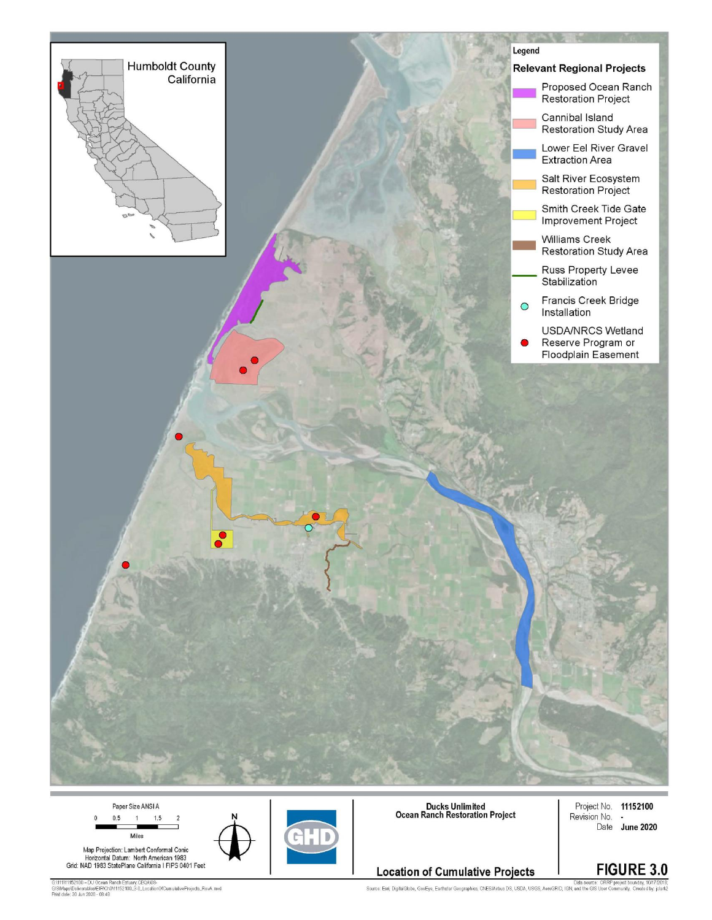Humboldt County
California

**Legend**

**Relevant Regional Projects**

- Proposed Ocean Ranch Restoration Project
- Cannibal Island Restoration Study Area
- Lower Eel River Gravel Extraction Area
- Salt River Ecosystem Restoration Project
- Smith Creek Tide Gate Improvement Project
- Williams Creek Restoration Study Area
- Russ Property Levee Stabilization
- Francis Creek Bridge Installation
- USDA/NRCS Wetland Reserve Program or Floodplain Easement

Paper Size ANSI A

0 0.5 1 1.5 2

Miles

Map Projection: Lambert Conformal Conic
Horizontal Datum: North American 1983
Grid: NAD 1983 StatePlane California I FIPS 0401 Feet

N

GHD

Ducks Unlimited
Ocean Ranch Restoration Project

Project No. 11152100
Revision No. -
Date June 2020

**Location of Cumulative Projects**

**FIGURE 3.0**

G:\111\11152100 - DU Ocean Ranch Estuary CEQA\08-GIS\Maps\Deliverables\EIR\Ch3\11152100_3-0_LocationOfCumulativeProjects_RevA.mxd
Print date: 30 Jun 2020 - 08:48

Data source: ORRP project bounday, 10/17/2018; Source: Esri, DigitalGlobe, GeoEye, Earthstar Geographics, CNES/Airbus DS, USDA, USGS, AeroGRID, IGN, and the GIS User Community. Created by: jclark2